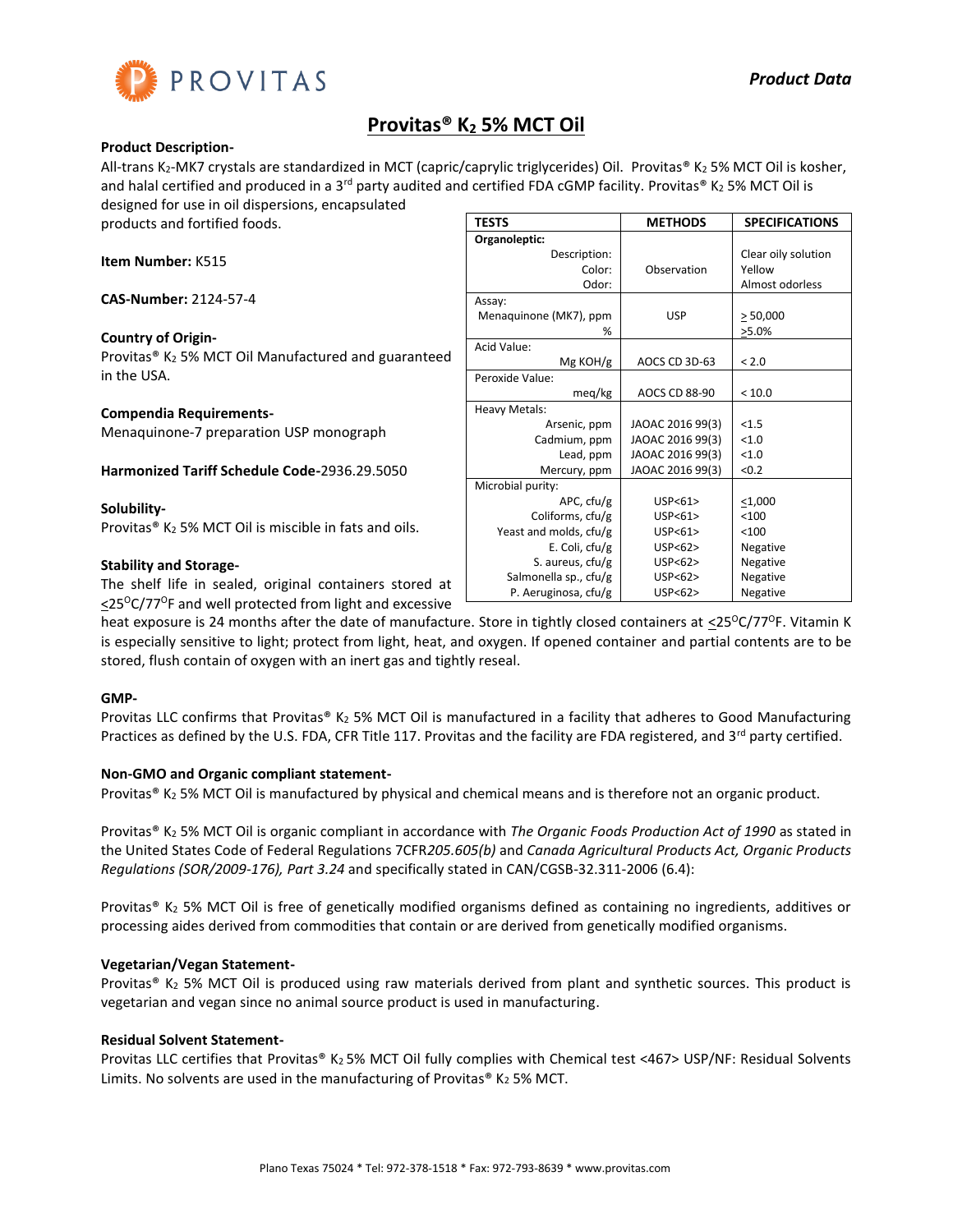PROVITAS

*Product Data*

# Provitas® $K_2$ 5% MCT Oil

**Product Description-**

All-trans $K_2$-MK7 crystals are standardized in MCT (capric/caprylic triglycerides) Oil. Provitas® $K_2$ 5% MCT Oil is kosher, and halal certified and produced in a 3rd party audited and certified FDA cGMP facility. Provitas® $K_2$ 5% MCT Oil is designed for use in oil dispersions, encapsulated products and fortified foods.

**Item Number:** K515

**CAS-Number:** 2124-57-4

**Country of Origin-**
Provitas® $K_2$ 5% MCT Oil Manufactured and guaranteed in the USA.

**Compendia Requirements-**
Menaquinone-7 preparation USP monograph

**Harmonized Tariff Schedule Code-**2936.29.5050

**Solubility-**
Provitas® $K_2$ 5% MCT Oil is miscible in fats and oils.

| TESTS | METHODS | SPECIFICATIONS |
|---|---|---|
| **Organoleptic:** | | |
| Description: | | Clear oily solution |
| Color: | Observation | Yellow |
| Odor: | | Almost odorless |
| Assay: | | |
| Menaquinone (MK7), ppm | USP | ≥ 50,000 |
| % | | ≥5.0% |
| Acid Value: | | |
| Mg KOH/g | AOCS CD 3D-63 | < 2.0 |
| Peroxide Value: | | |
| meq/kg | AOCS CD 88-90 | < 10.0 |
| Heavy Metals: | | |
| Arsenic, ppm | JAOAC 2016 99(3) | <1.5 |
| Cadmium, ppm | JAOAC 2016 99(3) | <1.0 |
| Lead, ppm | JAOAC 2016 99(3) | <1.0 |
| Mercury, ppm | JAOAC 2016 99(3) | <0.2 |
| Microbial purity: | | |
| APC, cfu/g | USP<61> | ≤1,000 |
| Coliforms, cfu/g | USP<61> | <100 |
| Yeast and molds, cfu/g | USP<61> | <100 |
| E. Coli, cfu/g | USP<62> | Negative |
| S. aureus, cfu/g | USP<62> | Negative |
| Salmonella sp., cfu/g | USP<62> | Negative |
| P. Aeruginosa, cfu/g | USP<62> | Negative |

**Stability and Storage-**
The shelf life in sealed, original containers stored at ≤25°C/77°F and well protected from light and excessive heat exposure is 24 months after the date of manufacture. Store in tightly closed containers at ≤25°C/77°F. Vitamin K is especially sensitive to light; protect from light, heat, and oxygen. If opened container and partial contents are to be stored, flush contain of oxygen with an inert gas and tightly reseal.

**GMP-**
Provitas LLC confirms that Provitas® $K_2$ 5% MCT Oil is manufactured in a facility that adheres to Good Manufacturing Practices as defined by the U.S. FDA, CFR Title 117. Provitas and the facility are FDA registered, and 3rd party certified.

**Non-GMO and Organic compliant statement-**
Provitas® $K_2$ 5% MCT Oil is manufactured by physical and chemical means and is therefore not an organic product.

Provitas® $K_2$ 5% MCT Oil is organic compliant in accordance with *The Organic Foods Production Act of 1990* as stated in the United States Code of Federal Regulations 7CFR*205.605(b)* and *Canada Agricultural Products Act, Organic Products Regulations (SOR/2009-176), Part 3.24* and specifically stated in CAN/CGSB-32.311-2006 (6.4):

Provitas® $K_2$ 5% MCT Oil is free of genetically modified organisms defined as containing no ingredients, additives or processing aides derived from commodities that contain or are derived from genetically modified organisms.

**Vegetarian/Vegan Statement-**
Provitas® $K_2$ 5% MCT Oil is produced using raw materials derived from plant and synthetic sources. This product is vegetarian and vegan since no animal source product is used in manufacturing.

**Residual Solvent Statement-**
Provitas LLC certifies that Provitas® $K_2$ 5% MCT Oil fully complies with Chemical test <467> USP/NF: Residual Solvents Limits. No solvents are used in the manufacturing of Provitas® $K_2$ 5% MCT.

Plano Texas 75024 * Tel: 972-378-1518 * Fax: 972-793-8639 * www.provitas.com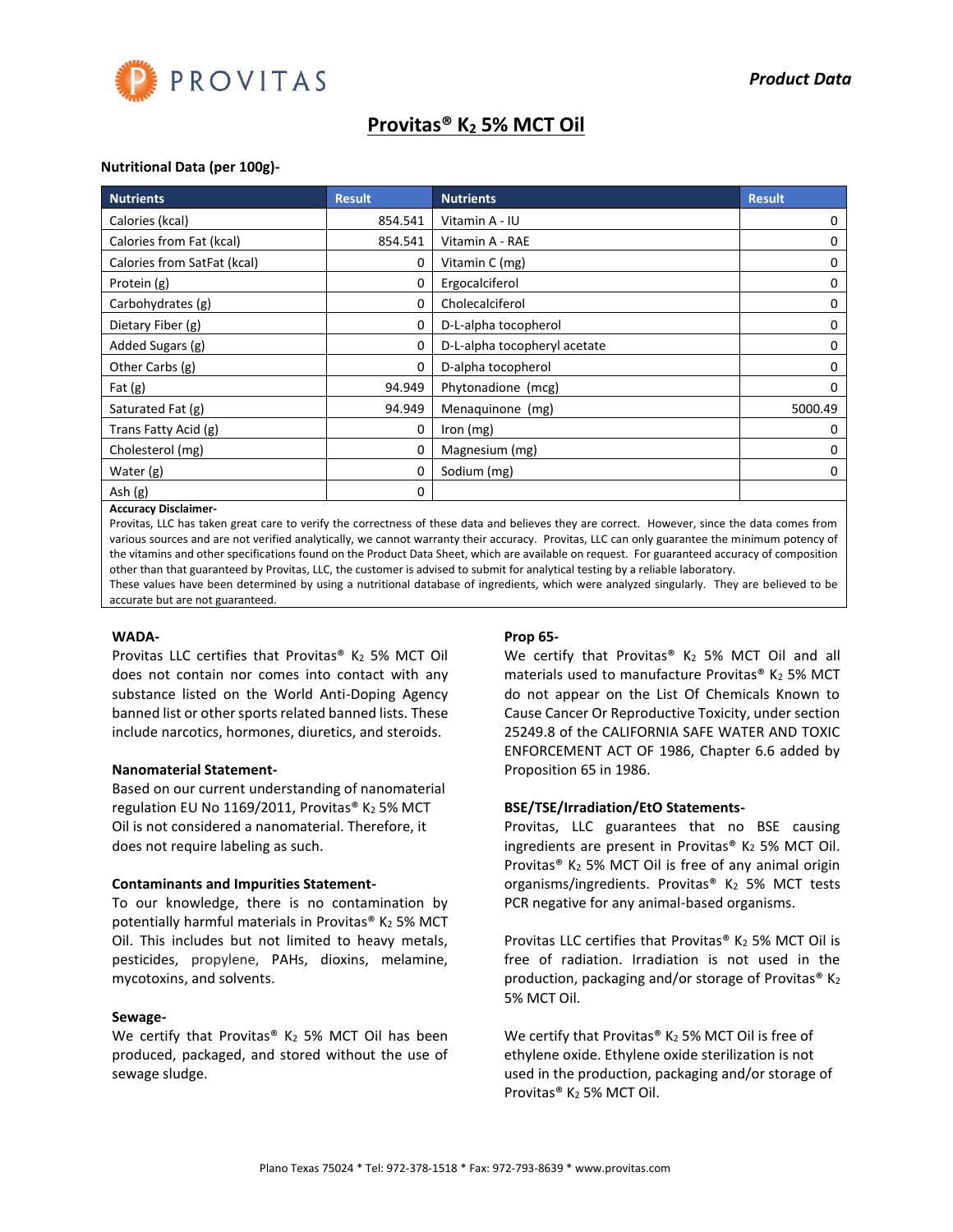# Provitas® $K_2$ 5% MCT Oil

**Nutritional Data (per 100g)-**

| Nutrients | Result | Nutrients | Result |
|---|---|---|---|
| Calories (kcal) | 854.541 | Vitamin A - IU | 0 |
| Calories from Fat (kcal) | 854.541 | Vitamin A - RAE | 0 |
| Calories from SatFat (kcal) | 0 | Vitamin C (mg) | 0 |
| Protein (g) | 0 | Ergocalciferol | 0 |
| Carbohydrates (g) | 0 | Cholecalciferol | 0 |
| Dietary Fiber (g) | 0 | D-L-alpha tocopherol | 0 |
| Added Sugars (g) | 0 | D-L-alpha tocopheryl acetate | 0 |
| Other Carbs (g) | 0 | D-alpha tocopherol | 0 |
| Fat (g) | 94.949 | Phytonadione (mcg) | 0 |
| Saturated Fat (g) | 94.949 | Menaquinone (mg) | 5000.49 |
| Trans Fatty Acid (g) | 0 | Iron (mg) | 0 |
| Cholesterol (mg) | 0 | Magnesium (mg) | 0 |
| Water (g) | 0 | Sodium (mg) | 0 |
| Ash (g) | 0 | | |

**Accuracy Disclaimer-**

Provitas, LLC has taken great care to verify the correctness of these data and believes they are correct. However, since the data comes from various sources and are not verified analytically, we cannot warranty their accuracy. Provitas, LLC can only guarantee the minimum potency of the vitamins and other specifications found on the Product Data Sheet, which are available on request. For guaranteed accuracy of composition other than that guaranteed by Provitas, LLC, the customer is advised to submit for analytical testing by a reliable laboratory.

These values have been determined by using a nutritional database of ingredients, which were analyzed singularly. They are believed to be accurate but are not guaranteed.

**WADA-**

Provitas LLC certifies that Provitas® $K_2$ 5% MCT Oil does not contain nor comes into contact with any substance listed on the World Anti-Doping Agency banned list or other sports related banned lists. These include narcotics, hormones, diuretics, and steroids.

**Nanomaterial Statement-**

Based on our current understanding of nanomaterial regulation EU No 1169/2011, Provitas® $K_2$ 5% MCT Oil is not considered a nanomaterial. Therefore, it does not require labeling as such.

**Contaminants and Impurities Statement-**

To our knowledge, there is no contamination by potentially harmful materials in Provitas® $K_2$ 5% MCT Oil. This includes but not limited to heavy metals, pesticides, propylene, PAHs, dioxins, melamine, mycotoxins, and solvents.

**Sewage-**

We certify that Provitas® $K_2$ 5% MCT Oil has been produced, packaged, and stored without the use of sewage sludge.

**Prop 65-**

We certify that Provitas® $K_2$ 5% MCT Oil and all materials used to manufacture Provitas® $K_2$ 5% MCT do not appear on the List Of Chemicals Known to Cause Cancer Or Reproductive Toxicity, under section 25249.8 of the CALIFORNIA SAFE WATER AND TOXIC ENFORCEMENT ACT OF 1986, Chapter 6.6 added by Proposition 65 in 1986.

**BSE/TSE/Irradiation/EtO Statements-**

Provitas, LLC guarantees that no BSE causing ingredients are present in Provitas® $K_2$ 5% MCT Oil. Provitas® $K_2$ 5% MCT Oil is free of any animal origin organisms/ingredients. Provitas® $K_2$ 5% MCT tests PCR negative for any animal-based organisms.

Provitas LLC certifies that Provitas® $K_2$ 5% MCT Oil is free of radiation. Irradiation is not used in the production, packaging and/or storage of Provitas® $K_2$ 5% MCT Oil.

We certify that Provitas® $K_2$ 5% MCT Oil is free of ethylene oxide. Ethylene oxide sterilization is not used in the production, packaging and/or storage of Provitas® $K_2$ 5% MCT Oil.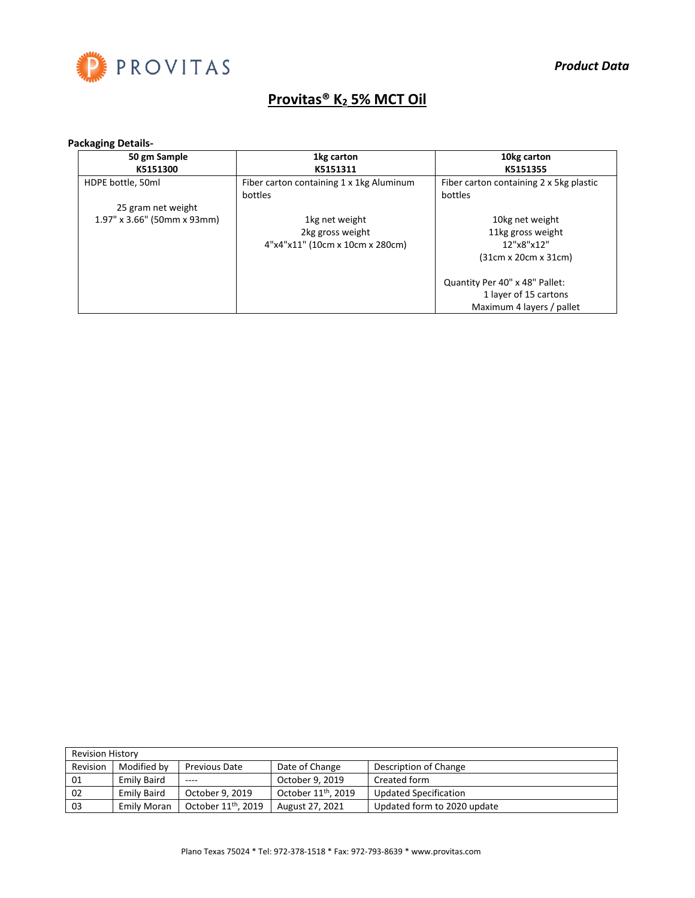*Product Data*

# Provitas® $K_2$ 5% MCT Oil

**Packaging Details-**

| **50 gm Sample K5151300** | **1kg carton K5151311** | **10kg carton K5151355** |
|---|---|---|
| HDPE bottle, 50ml<br><br>25 gram net weight<br>1.97" x 3.66" (50mm x 93mm) | Fiber carton containing 1 x 1kg Aluminum bottles<br><br>1kg net weight<br>2kg gross weight<br>4"x4"x11" (10cm x 10cm x 280cm) | Fiber carton containing 2 x 5kg plastic bottles<br><br>10kg net weight<br>11kg gross weight<br>12"x8"x12"<br>(31cm x 20cm x 31cm)<br><br>Quantity Per 40" x 48" Pallet:<br>1 layer of 15 cartons<br>Maximum 4 layers / pallet |

| Revision History | | | | |
|---|---|---|---|---|
| Revision | Modified by | Previous Date | Date of Change | Description of Change |
| 01 | Emily Baird | ---- | October 9, 2019 | Created form |
| 02 | Emily Baird | October 9, 2019 | October 11th, 2019 | Updated Specification |
| 03 | Emily Moran | October 11th, 2019 | August 27, 2021 | Updated form to 2020 update |

Plano Texas 75024 * Tel: 972-378-1518 * Fax: 972-793-8639 * www.provitas.com